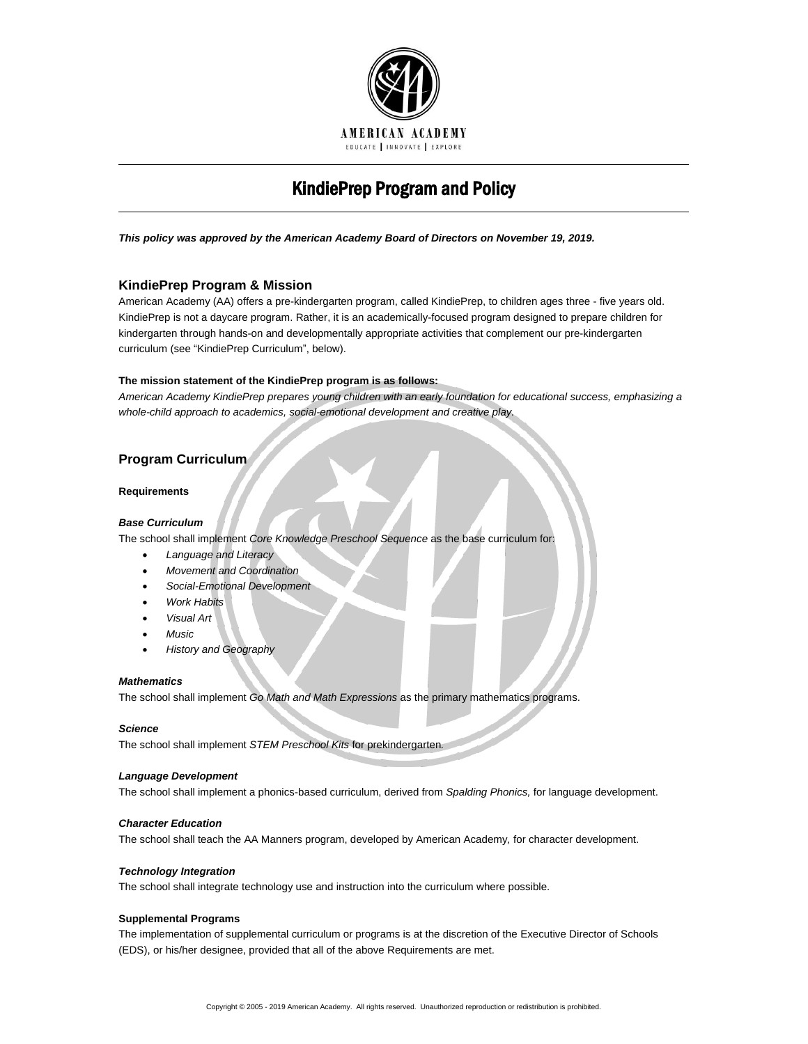AMERICAN ACADEMY

EDUCATE | INNOVATE | EXPLORE

# KindiePrep Program and Policy

***This policy was approved by the American Academy Board of Directors on November 19, 2019.***

## KindiePrep Program & Mission

American Academy (AA) offers a pre-kindergarten program, called KindiePrep, to children ages three - five years old. KindiePrep is not a daycare program. Rather, it is an academically-focused program designed to prepare children for kindergarten through hands-on and developmentally appropriate activities that complement our pre-kindergarten curriculum (see "KindiePrep Curriculum", below).

**The mission statement of the KindiePrep program is as follows:**

*American Academy KindiePrep prepares young children with an early foundation for educational success, emphasizing a whole-child approach to academics, social-emotional development and creative play.*

## Program Curriculum

**Requirements**

***Base Curriculum***

The school shall implement *Core Knowledge Preschool Sequence* as the base curriculum for:

- *Language and Literacy*
- *Movement and Coordination*
- *Social-Emotional Development*
- *Work Habits*
- *Visual Art*
- *Music*
- *History and Geography*

***Mathematics***

The school shall implement *Go Math and Math Expressions* as the primary mathematics programs.

***Science***

The school shall implement *STEM Preschool Kits* for prekindergarten.

***Language Development***

The school shall implement a phonics-based curriculum, derived from *Spalding Phonics,* for language development.

***Character Education***

The school shall teach the AA Manners program, developed by American Academy*,* for character development.

***Technology Integration***

The school shall integrate technology use and instruction into the curriculum where possible.

**Supplemental Programs**

The implementation of supplemental curriculum or programs is at the discretion of the Executive Director of Schools (EDS), or his/her designee, provided that all of the above Requirements are met.

Copyright © 2005 - 2019 American Academy. All rights reserved. Unauthorized reproduction or redistribution is prohibited.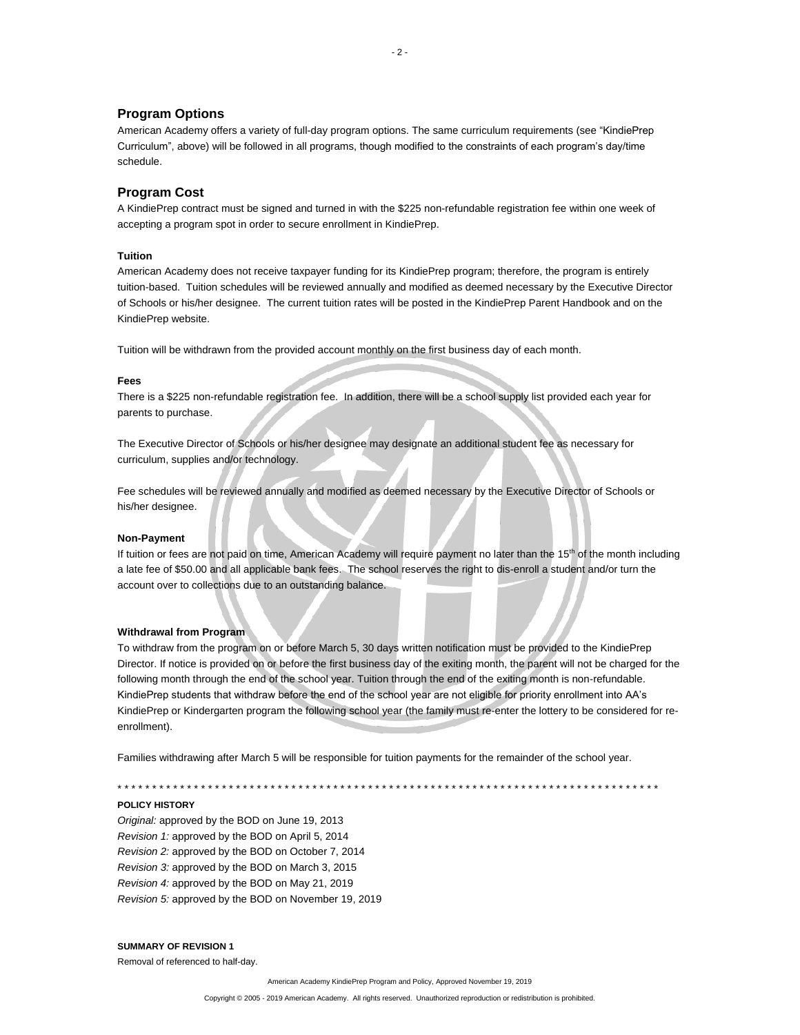## Program Options

American Academy offers a variety of full-day program options. The same curriculum requirements (see "KindiePrep Curriculum", above) will be followed in all programs, though modified to the constraints of each program's day/time schedule.

## Program Cost

A KindiePrep contract must be signed and turned in with the $225 non-refundable registration fee within one week of accepting a program spot in order to secure enrollment in KindiePrep.

#### Tuition

American Academy does not receive taxpayer funding for its KindiePrep program; therefore, the program is entirely tuition-based. Tuition schedules will be reviewed annually and modified as deemed necessary by the Executive Director of Schools or his/her designee. The current tuition rates will be posted in the KindiePrep Parent Handbook and on the KindiePrep website.

Tuition will be withdrawn from the provided account monthly on the first business day of each month.

#### Fees

There is a $225 non-refundable registration fee. In addition, there will be a school supply list provided each year for parents to purchase.

The Executive Director of Schools or his/her designee may designate an additional student fee as necessary for curriculum, supplies and/or technology.

Fee schedules will be reviewed annually and modified as deemed necessary by the Executive Director of Schools or his/her designee.

#### Non-Payment

If tuition or fees are not paid on time, American Academy will require payment no later than the 15th of the month including a late fee of $50.00 and all applicable bank fees. The school reserves the right to dis-enroll a student and/or turn the account over to collections due to an outstanding balance.

#### Withdrawal from Program

To withdraw from the program on or before March 5, 30 days written notification must be provided to the KindiePrep Director. If notice is provided on or before the first business day of the exiting month, the parent will not be charged for the following month through the end of the school year. Tuition through the end of the exiting month is non-refundable. KindiePrep students that withdraw before the end of the school year are not eligible for priority enrollment into AA's KindiePrep or Kindergarten program the following school year (the family must re-enter the lottery to be considered for re-enrollment).

Families withdrawing after March 5 will be responsible for tuition payments for the remainder of the school year.

* * * * * * * * * * * * * * * * * * * * * * * * * * * * * * * * * * * * * * * * * * * * * * * * * * * * * * * * * * * * * * * * * * * * * * * * * * * * * * * *

**POLICY HISTORY**

*Original:* approved by the BOD on June 19, 2013
*Revision 1:* approved by the BOD on April 5, 2014
*Revision 2:* approved by the BOD on October 7, 2014
*Revision 3:* approved by the BOD on March 3, 2015
*Revision 4:* approved by the BOD on May 21, 2019
*Revision 5:* approved by the BOD on November 19, 2019

**SUMMARY OF REVISION 1**

Removal of referenced to half-day.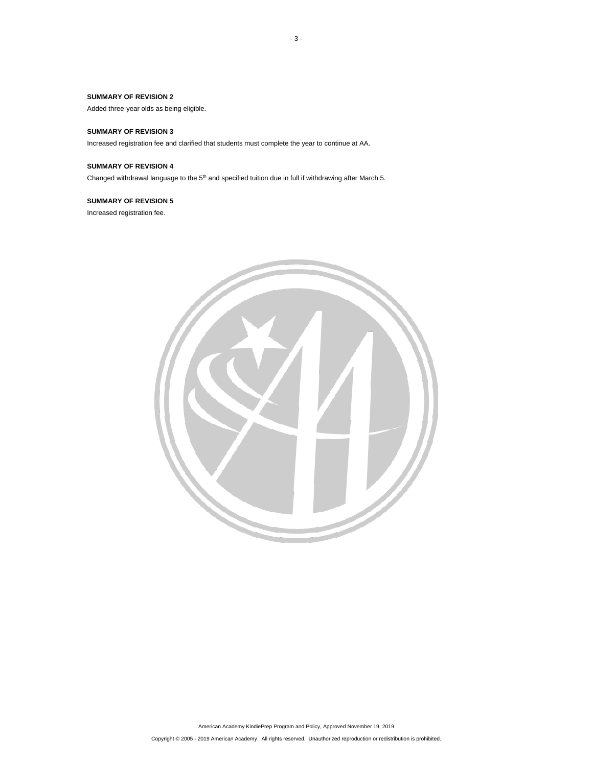**SUMMARY OF REVISION 2**

Added three-year olds as being eligible.

**SUMMARY OF REVISION 3**

Increased registration fee and clarified that students must complete the year to continue at AA.

**SUMMARY OF REVISION 4**

Changed withdrawal language to the 5th and specified tuition due in full if withdrawing after March 5.

**SUMMARY OF REVISION 5**

Increased registration fee.